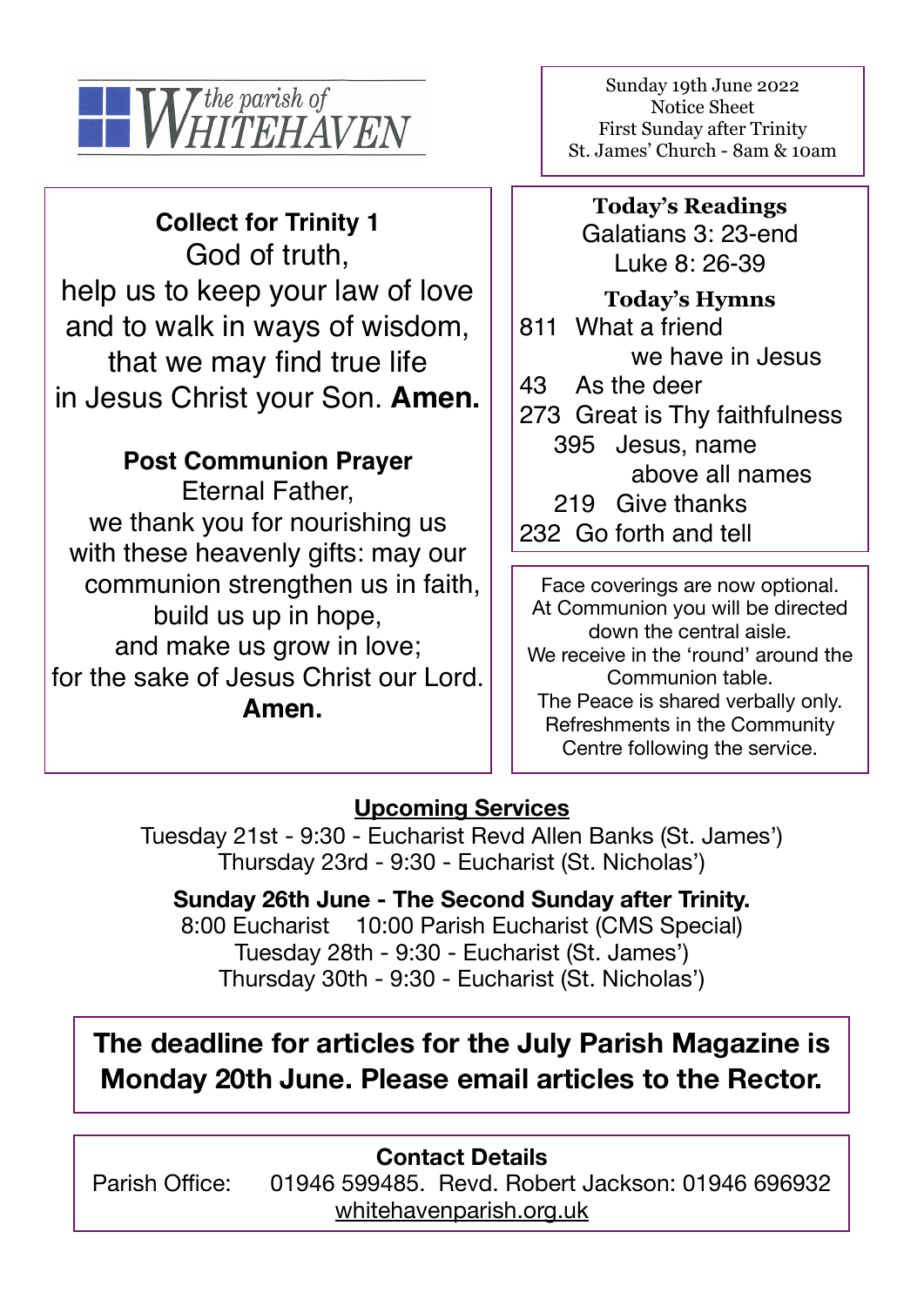the parish of WHITEHAVEN

Sunday 19th June 2022
Notice Sheet
First Sunday after Trinity
St. James' Church - 8am & 10am

**Collect for Trinity 1**

God of truth,
help us to keep your law of love
and to walk in ways of wisdom,
that we may find true life
in Jesus Christ your Son. **Amen.**

**Post Communion Prayer**

Eternal Father,
we thank you for nourishing us
with these heavenly gifts: may our
communion strengthen us in faith,
build us up in hope,
and make us grow in love;
for the sake of Jesus Christ our Lord.
**Amen.**

**Today's Readings**

Galatians 3: 23-end
Luke 8: 26-39

**Today's Hymns**

811 What a friend we have in Jesus
43 As the deer
273 Great is Thy faithfulness
395 Jesus, name above all names
219 Give thanks
232 Go forth and tell

Face coverings are now optional.
At Communion you will be directed down the central aisle.
We receive in the 'round' around the Communion table.
The Peace is shared verbally only.
Refreshments in the Community Centre following the service.

## Upcoming Services

Tuesday 21st - 9:30 - Eucharist Revd Allen Banks (St. James')
Thursday 23rd - 9:30 - Eucharist (St. Nicholas')

**Sunday 26th June - The Second Sunday after Trinity.**
8:00 Eucharist 10:00 Parish Eucharist (CMS Special)
Tuesday 28th - 9:30 - Eucharist (St. James')
Thursday 30th - 9:30 - Eucharist (St. Nicholas')

**The deadline for articles for the July Parish Magazine is Monday 20th June. Please email articles to the Rector.**

**Contact Details**

Parish Office: 01946 599485. Revd. Robert Jackson: 01946 696932
whitehavenparish.org.uk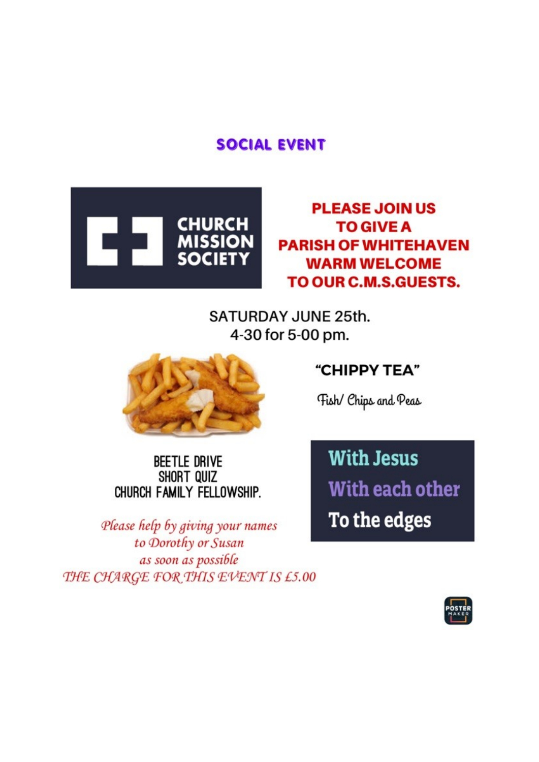# SOCIAL EVENT

CHURCH MISSION SOCIETY

**PLEASE JOIN US TO GIVE A PARISH OF WHITEHAVEN WARM WELCOME TO OUR C.M.S.GUESTS.**

SATURDAY JUNE 25th.
4-30 for 5-00 pm.

**"CHIPPY TEA"**

Fish/ Chips and Peas

BEETLE DRIVE
SHORT QUIZ
CHURCH FAMILY FELLOWSHIP.

With Jesus
With each other
To the edges

*Please help by giving your names to Dorothy or Susan as soon as possible*
*THE CHARGE FOR THIS EVENT IS £5.00*